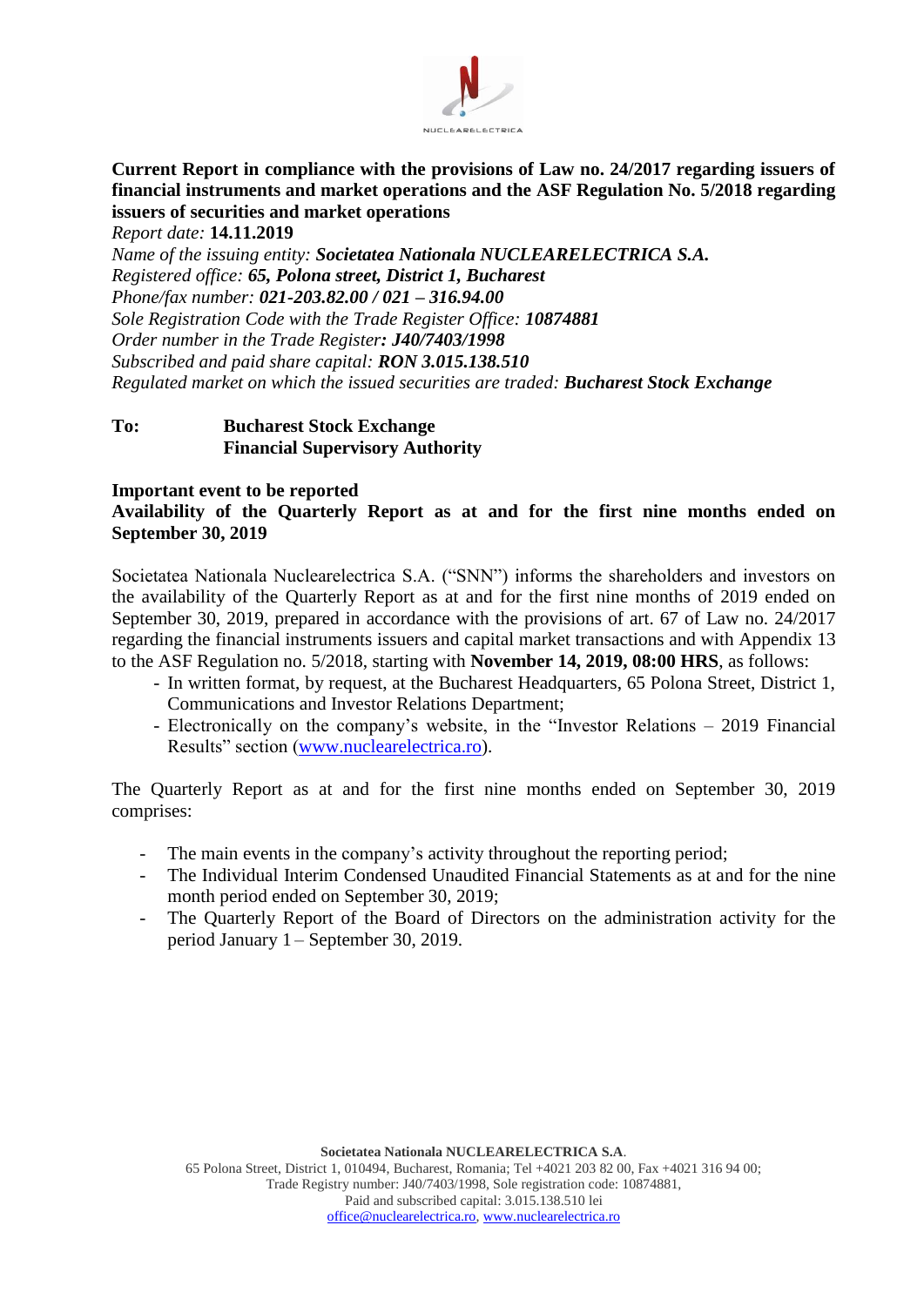**Current Report in compliance with the provisions of Law no. 24/2017 regarding issuers of financial instruments and market operations and the ASF Regulation No. 5/2018 regarding issuers of securities and market operations**

*Report date:* **14.11.2019**
*Name of the issuing entity:* ***Societatea Nationala NUCLEARELECTRICA S.A.***
*Registered office:* ***65, Polona street, District 1, Bucharest***
*Phone/fax number:* ***021-203.82.00 / 021 – 316.94.00***
*Sole Registration Code with the Trade Register Office:* ***10874881***
*Order number in the Trade Register**: J40/7403/1998***
*Subscribed and paid share capital:* ***RON 3.015.138.510***
*Regulated market on which the issued securities are traded:* ***Bucharest Stock Exchange***

**To:** **Bucharest Stock Exchange**
**Financial Supervisory Authority**

**Important event to be reported**
**Availability of the Quarterly Report as at and for the first nine months ended on September 30, 2019**

Societatea Nationala Nuclearelectrica S.A. ("SNN") informs the shareholders and investors on the availability of the Quarterly Report as at and for the first nine months of 2019 ended on September 30, 2019, prepared in accordance with the provisions of art. 67 of Law no. 24/2017 regarding the financial instruments issuers and capital market transactions and with Appendix 13 to the ASF Regulation no. 5/2018, starting with **November 14, 2019, 08:00 HRS**, as follows:

- In written format, by request, at the Bucharest Headquarters, 65 Polona Street, District 1, Communications and Investor Relations Department;
- Electronically on the company's website, in the "Investor Relations – 2019 Financial Results" section (www.nuclearelectrica.ro).

The Quarterly Report as at and for the first nine months ended on September 30, 2019 comprises:

- The main events in the company's activity throughout the reporting period;
- The Individual Interim Condensed Unaudited Financial Statements as at and for the nine month period ended on September 30, 2019;
- The Quarterly Report of the Board of Directors on the administration activity for the period January 1 – September 30, 2019.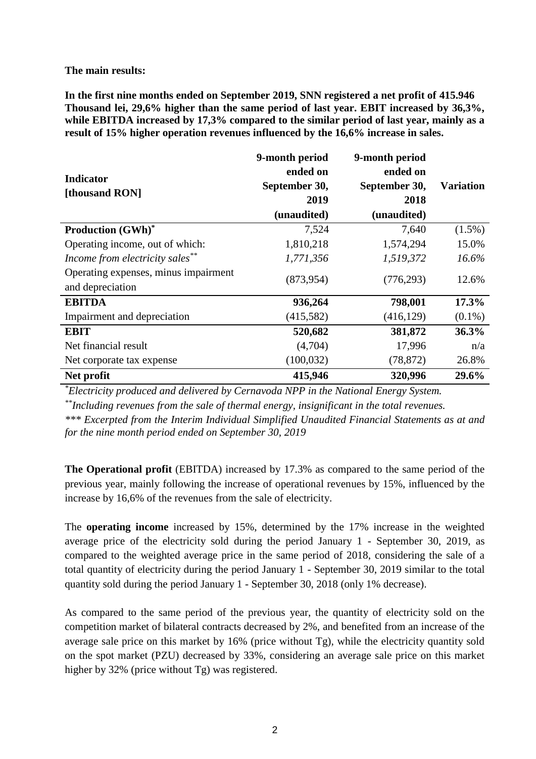**The main results:**

**In the first nine months ended on September 2019, SNN registered a net profit of 415.946 Thousand lei, 29,6% higher than the same period of last year. EBIT increased by 36,3%, while EBITDA increased by 17,3% compared to the similar period of last year, mainly as a result of 15% higher operation revenues influenced by the 16,6% increase in sales.**

| Indicator [thousand RON] | 9-month period ended on September 30, 2019 (unaudited) | 9-month period ended on September 30, 2018 (unaudited) | Variation |
|---|---|---|---|
| **Production (GWh)*** | 7,524 | 7,640 | (1.5%) |
| Operating income, out of which: | 1,810,218 | 1,574,294 | 15.0% |
| *Income from electricity sales*** | *1,771,356* | *1,519,372* | *16.6%* |
| Operating expenses, minus impairment and depreciation | (873,954) | (776,293) | 12.6% |
| **EBITDA** | **936,264** | **798,001** | **17.3%** |
| Impairment and depreciation | (415,582) | (416,129) | (0.1%) |
| **EBIT** | **520,682** | **381,872** | **36.3%** |
| Net financial result | (4,704) | 17,996 | n/a |
| Net corporate tax expense | (100,032) | (78,872) | 26.8% |
| **Net profit** | **415,946** | **320,996** | **29.6%** |

*Electricity produced and delivered by Cernavoda NPP in the National Energy System.*

***Including revenues from the sale of thermal energy, insignificant in the total revenues.*

**** Excerpted from the Interim Individual Simplified Unaudited Financial Statements as at and for the nine month period ended on September 30, 2019*

**The Operational profit** (EBITDA) increased by 17.3% as compared to the same period of the previous year, mainly following the increase of operational revenues by 15%, influenced by the increase by 16,6% of the revenues from the sale of electricity.

The **operating income** increased by 15%, determined by the 17% increase in the weighted average price of the electricity sold during the period January 1 - September 30, 2019, as compared to the weighted average price in the same period of 2018, considering the sale of a total quantity of electricity during the period January 1 - September 30, 2019 similar to the total quantity sold during the period January 1 - September 30, 2018 (only 1% decrease).

As compared to the same period of the previous year, the quantity of electricity sold on the competition market of bilateral contracts decreased by 2%, and benefited from an increase of the average sale price on this market by 16% (price without Tg), while the electricity quantity sold on the spot market (PZU) decreased by 33%, considering an average sale price on this market higher by 32% (price without Tg) was registered.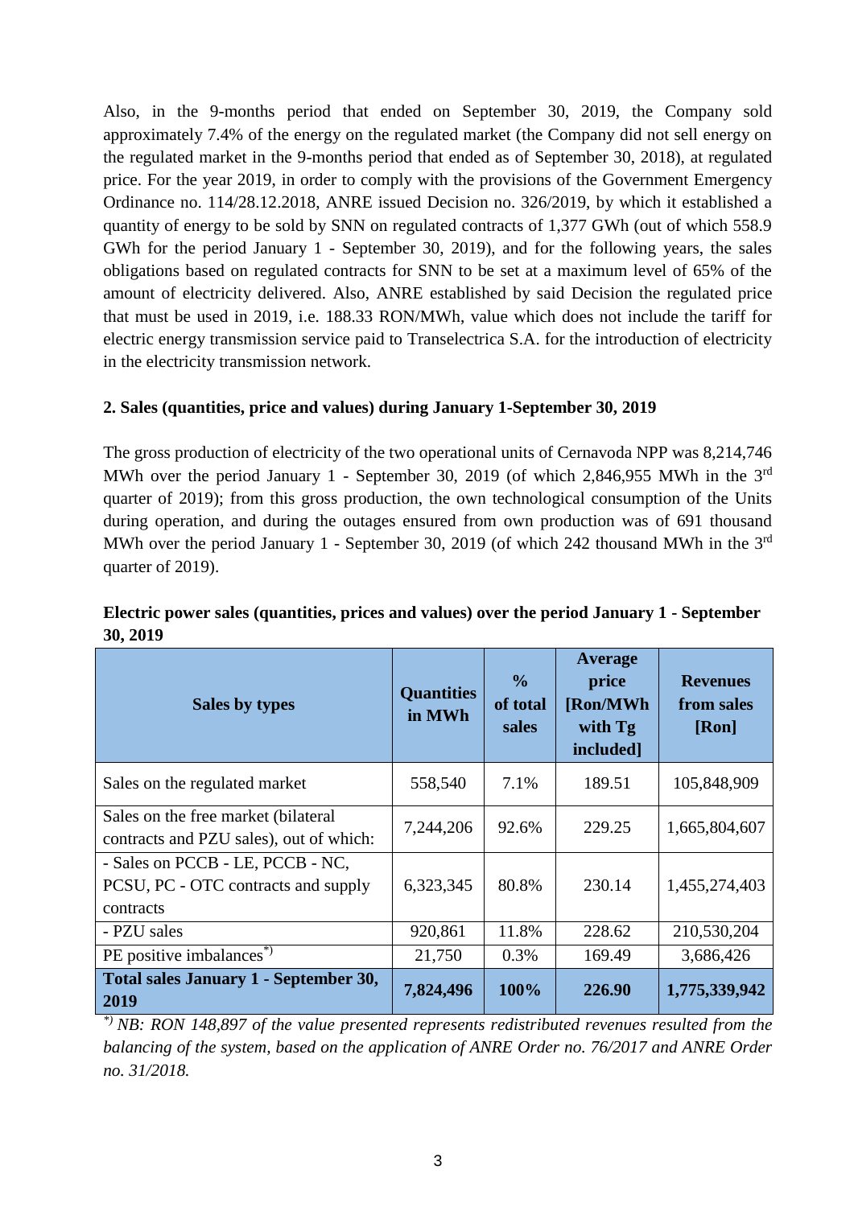Also, in the 9-months period that ended on September 30, 2019, the Company sold approximately 7.4% of the energy on the regulated market (the Company did not sell energy on the regulated market in the 9-months period that ended as of September 30, 2018), at regulated price. For the year 2019, in order to comply with the provisions of the Government Emergency Ordinance no. 114/28.12.2018, ANRE issued Decision no. 326/2019, by which it established a quantity of energy to be sold by SNN on regulated contracts of 1,377 GWh (out of which 558.9 GWh for the period January 1 - September 30, 2019), and for the following years, the sales obligations based on regulated contracts for SNN to be set at a maximum level of 65% of the amount of electricity delivered. Also, ANRE established by said Decision the regulated price that must be used in 2019, i.e. 188.33 RON/MWh, value which does not include the tariff for electric energy transmission service paid to Transelectrica S.A. for the introduction of electricity in the electricity transmission network.

### 2. Sales (quantities, price and values) during January 1-September 30, 2019

The gross production of electricity of the two operational units of Cernavoda NPP was 8,214,746 MWh over the period January 1 - September 30, 2019 (of which 2,846,955 MWh in the 3rd quarter of 2019); from this gross production, the own technological consumption of the Units during operation, and during the outages ensured from own production was of 691 thousand MWh over the period January 1 - September 30, 2019 (of which 242 thousand MWh in the 3rd quarter of 2019).

**Electric power sales (quantities, prices and values) over the period January 1 - September 30, 2019**

| Sales by types | Quantities in MWh | % of total sales | Average price [Ron/MWh with Tg included] | Revenues from sales [Ron] |
|---|---|---|---|---|
| Sales on the regulated market | 558,540 | 7.1% | 189.51 | 105,848,909 |
| Sales on the free market (bilateral contracts and PZU sales), out of which: | 7,244,206 | 92.6% | 229.25 | 1,665,804,607 |
| - Sales on PCCB - LE, PCCB - NC, PCSU, PC - OTC contracts and supply contracts | 6,323,345 | 80.8% | 230.14 | 1,455,274,403 |
| - PZU sales | 920,861 | 11.8% | 228.62 | 210,530,204 |
| PE positive imbalances*) | 21,750 | 0.3% | 169.49 | 3,686,426 |
| **Total sales January 1 - September 30, 2019** | **7,824,496** | **100%** | **226.90** | **1,775,339,942** |

*\*) NB: RON 148,897 of the value presented represents redistributed revenues resulted from the balancing of the system, based on the application of ANRE Order no. 76/2017 and ANRE Order no. 31/2018.*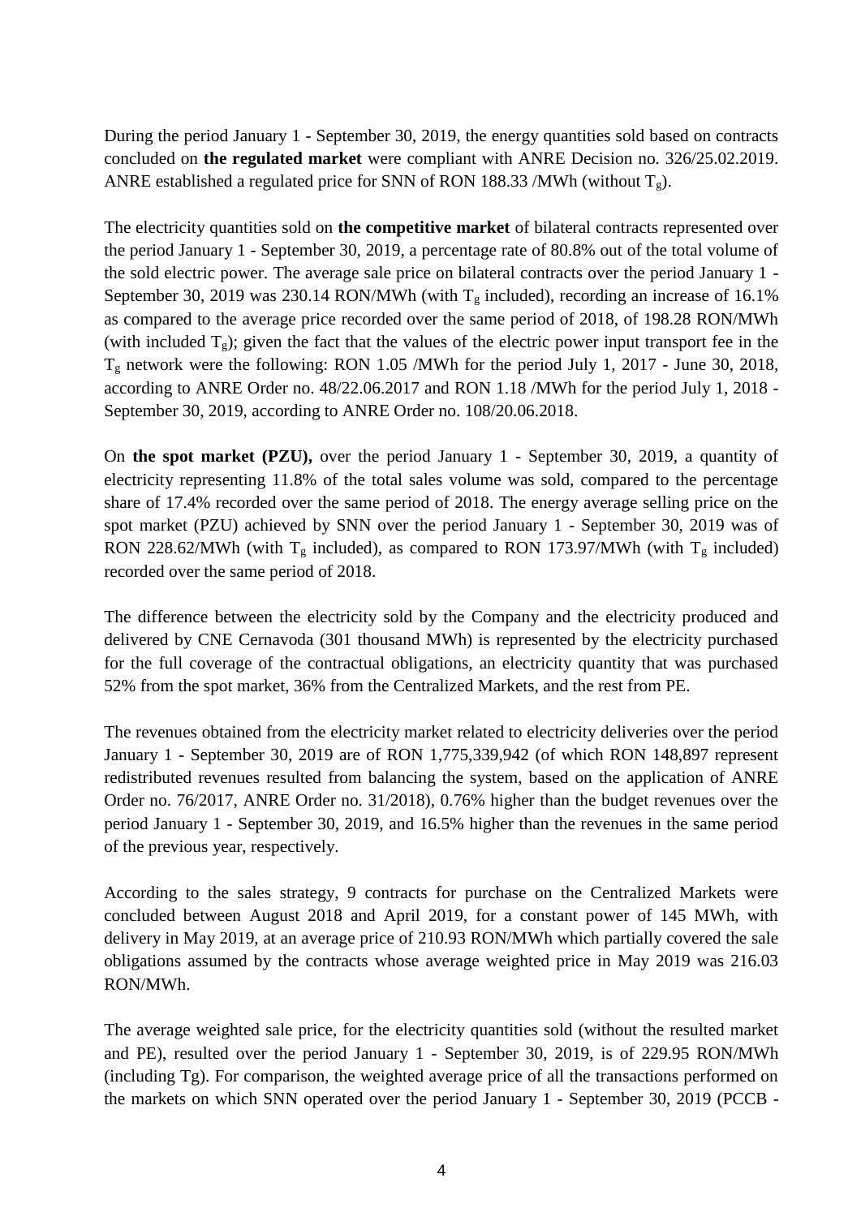During the period January 1 - September 30, 2019, the energy quantities sold based on contracts concluded on **the regulated market** were compliant with ANRE Decision no. 326/25.02.2019. ANRE established a regulated price for SNN of RON 188.33 /MWh (without $T_g$).

The electricity quantities sold on **the competitive market** of bilateral contracts represented over the period January 1 - September 30, 2019, a percentage rate of 80.8% out of the total volume of the sold electric power. The average sale price on bilateral contracts over the period January 1 - September 30, 2019 was 230.14 RON/MWh (with $T_g$ included), recording an increase of 16.1% as compared to the average price recorded over the same period of 2018, of 198.28 RON/MWh (with included $T_g$); given the fact that the values of the electric power input transport fee in the $T_g$ network were the following: RON 1.05 /MWh for the period July 1, 2017 - June 30, 2018, according to ANRE Order no. 48/22.06.2017 and RON 1.18 /MWh for the period July 1, 2018 - September 30, 2019, according to ANRE Order no. 108/20.06.2018.

On **the spot market (PZU),** over the period January 1 - September 30, 2019, a quantity of electricity representing 11.8% of the total sales volume was sold, compared to the percentage share of 17.4% recorded over the same period of 2018. The energy average selling price on the spot market (PZU) achieved by SNN over the period January 1 - September 30, 2019 was of RON 228.62/MWh (with $T_g$ included), as compared to RON 173.97/MWh (with $T_g$ included) recorded over the same period of 2018.

The difference between the electricity sold by the Company and the electricity produced and delivered by CNE Cernavoda (301 thousand MWh) is represented by the electricity purchased for the full coverage of the contractual obligations, an electricity quantity that was purchased 52% from the spot market, 36% from the Centralized Markets, and the rest from PE.

The revenues obtained from the electricity market related to electricity deliveries over the period January 1 - September 30, 2019 are of RON 1,775,339,942 (of which RON 148,897 represent redistributed revenues resulted from balancing the system, based on the application of ANRE Order no. 76/2017, ANRE Order no. 31/2018), 0.76% higher than the budget revenues over the period January 1 - September 30, 2019, and 16.5% higher than the revenues in the same period of the previous year, respectively.

According to the sales strategy, 9 contracts for purchase on the Centralized Markets were concluded between August 2018 and April 2019, for a constant power of 145 MWh, with delivery in May 2019, at an average price of 210.93 RON/MWh which partially covered the sale obligations assumed by the contracts whose average weighted price in May 2019 was 216.03 RON/MWh.

The average weighted sale price, for the electricity quantities sold (without the resulted market and PE), resulted over the period January 1 - September 30, 2019, is of 229.95 RON/MWh (including Tg). For comparison, the weighted average price of all the transactions performed on the markets on which SNN operated over the period January 1 - September 30, 2019 (PCCB -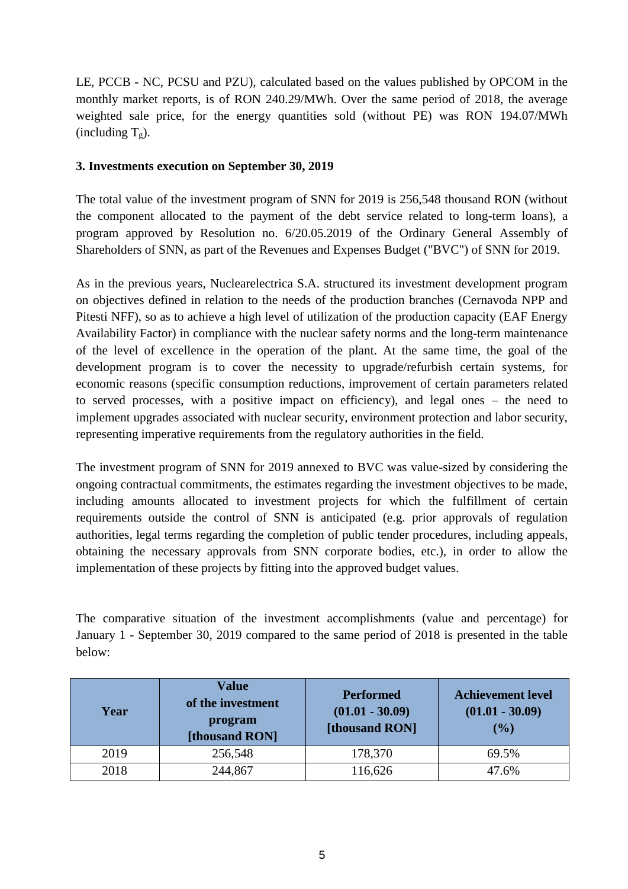LE, PCCB - NC, PCSU and PZU), calculated based on the values published by OPCOM in the monthly market reports, is of RON 240.29/MWh. Over the same period of 2018, the average weighted sale price, for the energy quantities sold (without PE) was RON 194.07/MWh (including $T_g$).

**3. Investments execution on September 30, 2019**

The total value of the investment program of SNN for 2019 is 256,548 thousand RON (without the component allocated to the payment of the debt service related to long-term loans), a program approved by Resolution no. 6/20.05.2019 of the Ordinary General Assembly of Shareholders of SNN, as part of the Revenues and Expenses Budget ("BVC") of SNN for 2019.

As in the previous years, Nuclearelectrica S.A. structured its investment development program on objectives defined in relation to the needs of the production branches (Cernavoda NPP and Pitesti NFF), so as to achieve a high level of utilization of the production capacity (EAF Energy Availability Factor) in compliance with the nuclear safety norms and the long-term maintenance of the level of excellence in the operation of the plant. At the same time, the goal of the development program is to cover the necessity to upgrade/refurbish certain systems, for economic reasons (specific consumption reductions, improvement of certain parameters related to served processes, with a positive impact on efficiency), and legal ones – the need to implement upgrades associated with nuclear security, environment protection and labor security, representing imperative requirements from the regulatory authorities in the field.

The investment program of SNN for 2019 annexed to BVC was value-sized by considering the ongoing contractual commitments, the estimates regarding the investment objectives to be made, including amounts allocated to investment projects for which the fulfillment of certain requirements outside the control of SNN is anticipated (e.g. prior approvals of regulation authorities, legal terms regarding the completion of public tender procedures, including appeals, obtaining the necessary approvals from SNN corporate bodies, etc.), in order to allow the implementation of these projects by fitting into the approved budget values.

The comparative situation of the investment accomplishments (value and percentage) for January 1 - September 30, 2019 compared to the same period of 2018 is presented in the table below:

| Year | Value of the investment program [thousand RON] | Performed (01.01 - 30.09) [thousand RON] | Achievement level (01.01 - 30.09) (%) |
|---|---|---|---|
| 2019 | 256,548 | 178,370 | 69.5% |
| 2018 | 244,867 | 116,626 | 47.6% |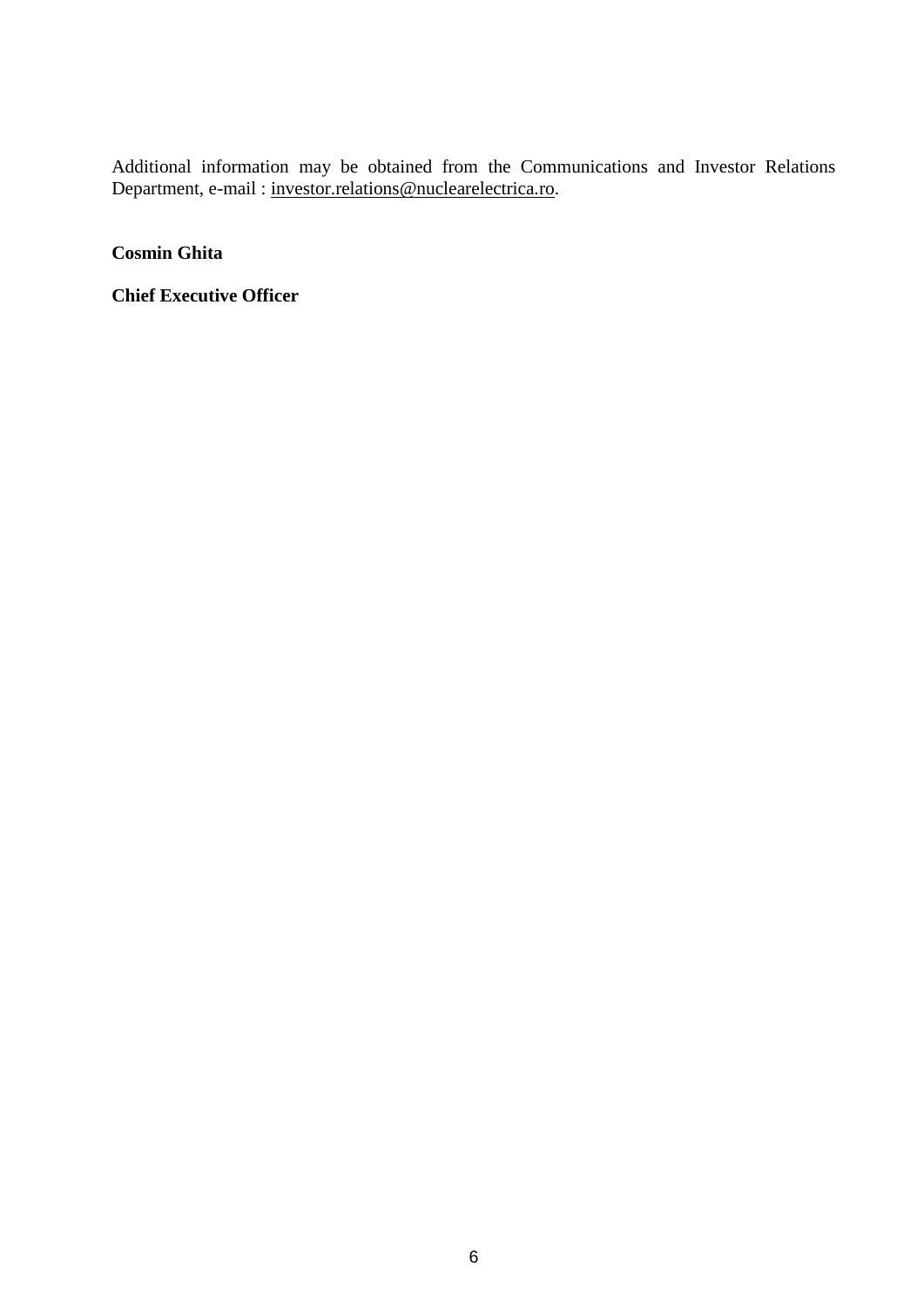Additional information may be obtained from the Communications and Investor Relations Department, e-mail : investor.relations@nuclearelectrica.ro.

**Cosmin Ghita**

**Chief Executive Officer**